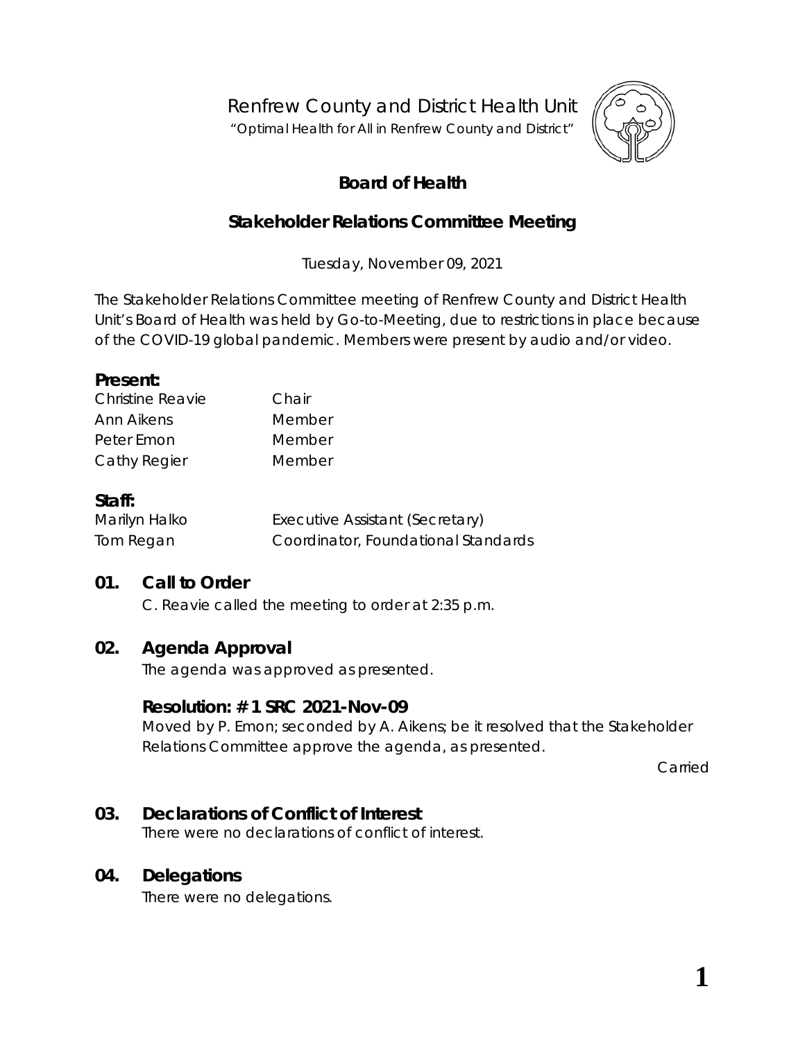# Renfrew County and District Health Unit

"Optimal Health for All in Renfrew County and District"

## Board of Health

## Stakeholder Relations Committee Meeting

Tuesday, November 09, 2021

The Stakeholder Relations Committee meeting of Renfrew County and District Health Unit's Board of Health was held by Go-to-Meeting, due to restrictions in place because of the COVID-19 global pandemic. Members were present by audio and/or video.

**Present:**

| | |
|---|---|
| Christine Reavie | Chair |
| Ann Aikens | Member |
| Peter Emon | Member |
| Cathy Regier | Member |

**Staff:**

| | |
|---|---|
| Marilyn Halko | Executive Assistant (Secretary) |
| Tom Regan | Coordinator, Foundational Standards |

### 01. Call to Order

C. Reavie called the meeting to order at 2:35 p.m.

### 02. Agenda Approval

The agenda was approved as presented.

**Resolution: # 1 SRC 2021-Nov-09**

Moved by P. Emon; seconded by A. Aikens; be it resolved that the Stakeholder Relations Committee approve the agenda, as presented.

Carried

### 03. Declarations of Conflict of Interest

There were no declarations of conflict of interest.

### 04. Delegations

There were no delegations.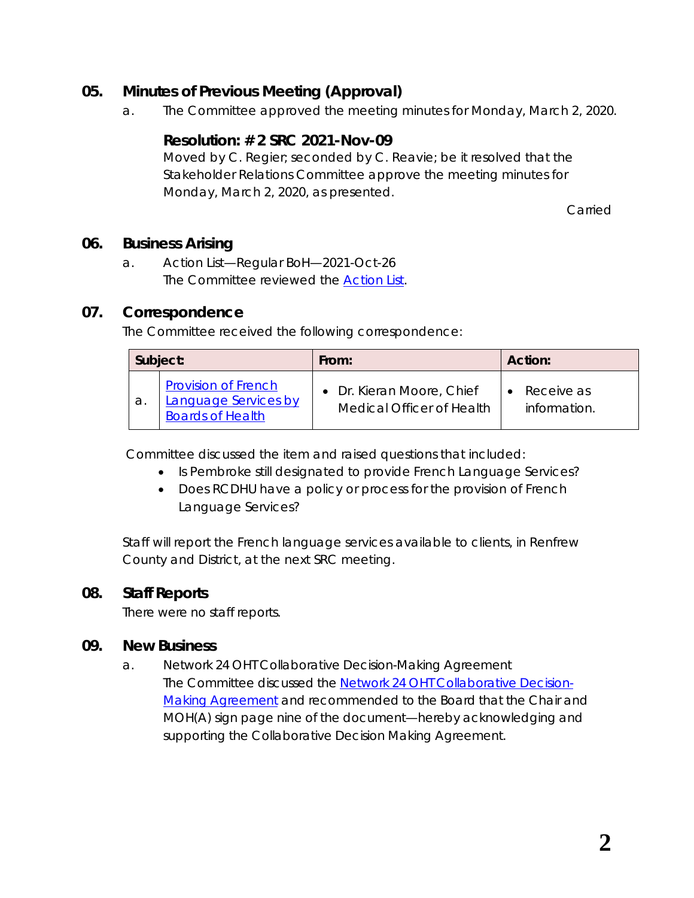## 05. Minutes of Previous Meeting (Approval)

a. The Committee approved the meeting minutes for Monday, March 2, 2020.

### Resolution: # 2 SRC 2021-Nov-09

Moved by C. Regier; seconded by C. Reavie; be it resolved that the Stakeholder Relations Committee approve the meeting minutes for Monday, March 2, 2020, as presented.

Carried

## 06. Business Arising

a. Action List—Regular BoH—2021-Oct-26
The Committee reviewed the [Action List](Action List).

## 07. Correspondence

The Committee received the following correspondence:

| Subject: | | From: | Action: |
|---|---|---|---|
| a. | [Provision of French Language Services by Boards of Health](Provision of French Language Services by Boards of Health) | • Dr. Kieran Moore, Chief Medical Officer of Health | • Receive as information. |

Committee discussed the item and raised questions that included:

- Is Pembroke still designated to provide French Language Services?
- Does RCDHU have a policy or process for the provision of French Language Services?

Staff will report the French language services available to clients, in Renfrew County and District, at the next SRC meeting.

## 08. Staff Reports

There were no staff reports.

## 09. New Business

a. Network 24 OHT Collaborative Decision-Making Agreement
The Committee discussed the [Network 24 OHT Collaborative Decision-Making Agreement](Network 24 OHT Collaborative Decision-Making Agreement) and recommended to the Board that the Chair and MOH(A) sign page nine of the document—hereby acknowledging and supporting the Collaborative Decision Making Agreement.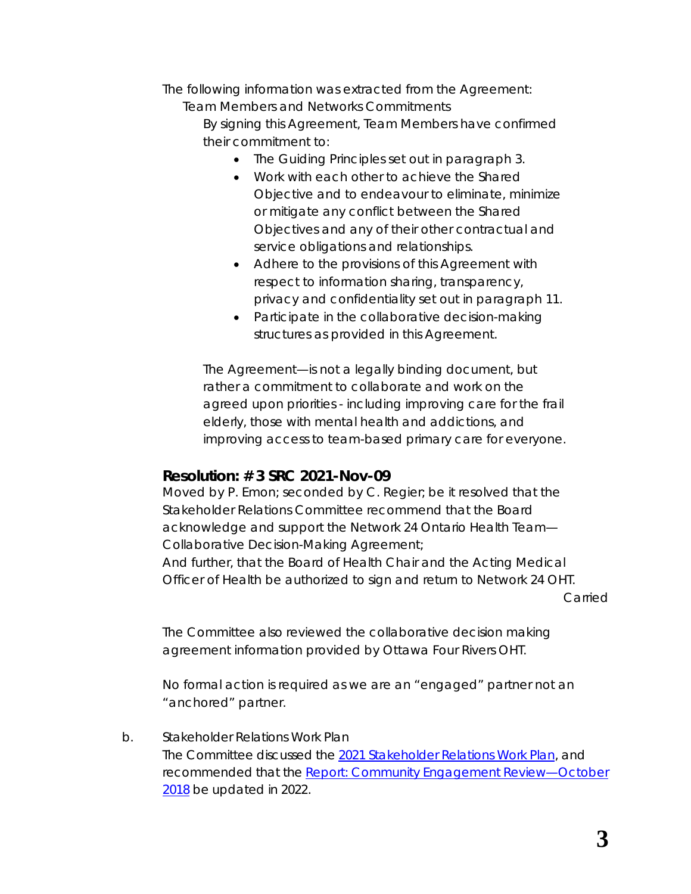The following information was extracted from the Agreement:

Team Members and Networks Commitments

By signing this Agreement, Team Members have confirmed their commitment to:

- The Guiding Principles set out in paragraph 3.
- Work with each other to achieve the Shared Objective and to endeavour to eliminate, minimize or mitigate any conflict between the Shared Objectives and any of their other contractual and service obligations and relationships.
- Adhere to the provisions of this Agreement with respect to information sharing, transparency, privacy and confidentiality set out in paragraph 11.
- Participate in the collaborative decision-making structures as provided in this Agreement.

The Agreement—is not a legally binding document, but rather a commitment to collaborate and work on the agreed upon priorities - including improving care for the frail elderly, those with mental health and addictions, and improving access to team-based primary care for everyone.

### Resolution: # 3 SRC 2021-Nov-09

Moved by P. Emon; seconded by C. Regier; be it resolved that the Stakeholder Relations Committee recommend that the Board acknowledge and support the Network 24 Ontario Health Team—Collaborative Decision-Making Agreement;

And further, that the Board of Health Chair and the Acting Medical Officer of Health be authorized to sign and return to Network 24 OHT.

Carried

The Committee also reviewed the collaborative decision making agreement information provided by Ottawa Four Rivers OHT.

No formal action is required as we are an "engaged" partner not an "anchored" partner.

b. Stakeholder Relations Work Plan

The Committee discussed the 2021 Stakeholder Relations Work Plan, and recommended that the Report: Community Engagement Review—October 2018 be updated in 2022.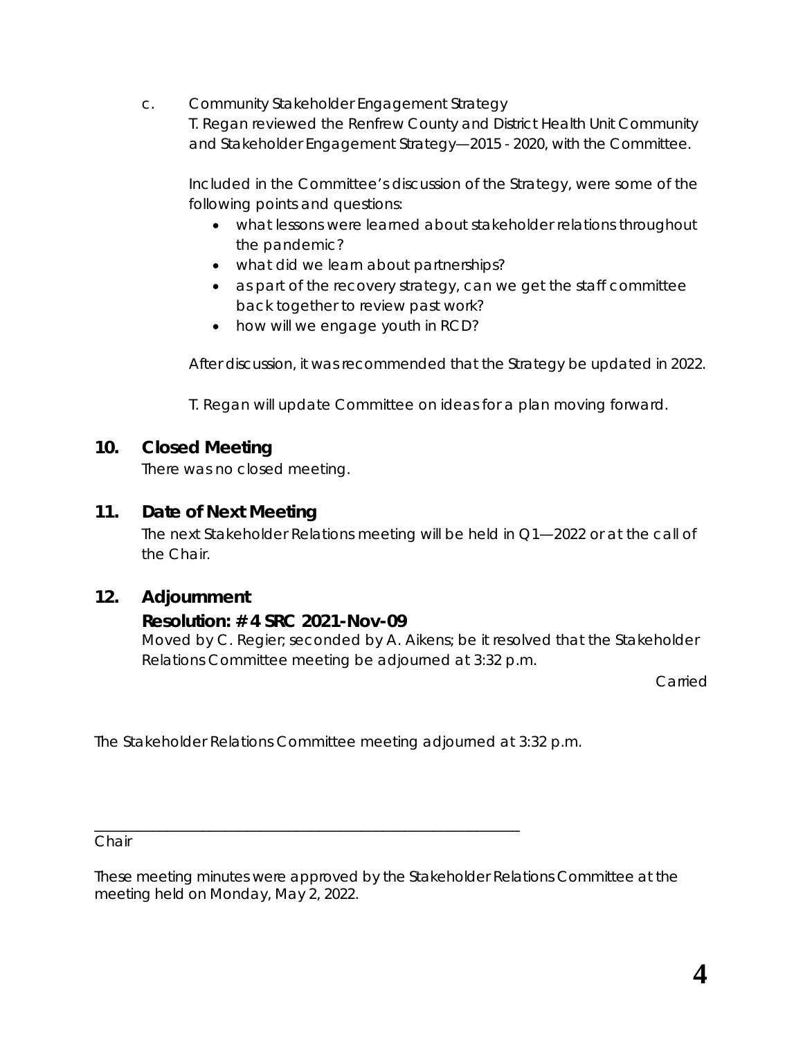c. Community Stakeholder Engagement Strategy

T. Regan reviewed the Renfrew County and District Health Unit Community and Stakeholder Engagement Strategy—2015 - 2020, with the Committee.

Included in the Committee's discussion of the Strategy, were some of the following points and questions:

- what lessons were learned about stakeholder relations throughout the pandemic?
- what did we learn about partnerships?
- as part of the recovery strategy, can we get the staff committee back together to review past work?
- how will we engage youth in RCD?

After discussion, it was recommended that the Strategy be updated in 2022.

T. Regan will update Committee on ideas for a plan moving forward.

## 10. Closed Meeting

There was no closed meeting.

## 11. Date of Next Meeting

The next Stakeholder Relations meeting will be held in Q1—2022 or at the call of the Chair.

## 12. Adjournment

**Resolution: # 4 SRC 2021-Nov-09**

Moved by C. Regier; seconded by A. Aikens; be it resolved that the Stakeholder Relations Committee meeting be adjourned at 3:32 p.m.

Carried

The Stakeholder Relations Committee meeting adjourned at 3:32 p.m.

\_\_\_\_\_\_\_\_\_\_\_\_\_\_\_\_\_\_\_\_\_\_\_\_\_\_\_\_\_\_\_\_\_\_\_\_\_\_\_\_\_\_\_\_\_\_\_\_\_\_\_\_\_\_\_\_

Chair

These meeting minutes were approved by the Stakeholder Relations Committee at the meeting held on Monday, May 2, 2022.